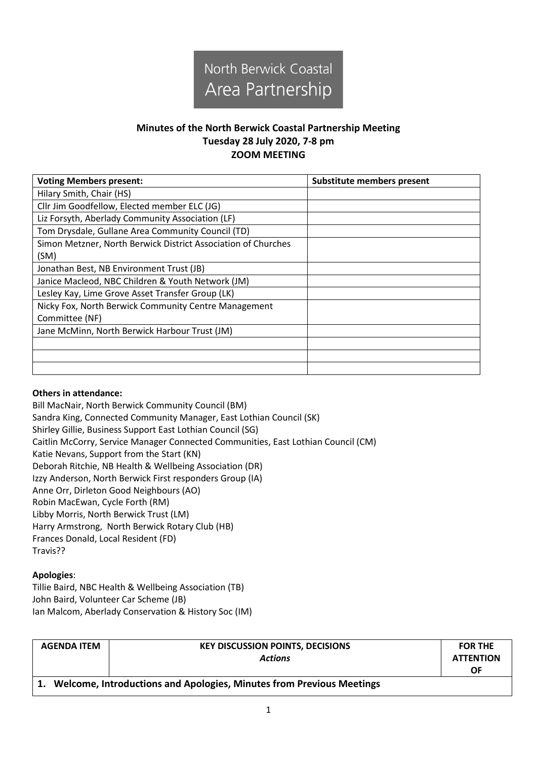North Berwick Coastal
Area Partnership

**Minutes of the North Berwick Coastal Partnership Meeting**
**Tuesday 28 July 2020, 7-8 pm**
**ZOOM MEETING**

| Voting Members present: | Substitute members present |
|---|---|
| Hilary Smith, Chair (HS) | |
| Cllr Jim Goodfellow, Elected member ELC (JG) | |
| Liz Forsyth, Aberlady Community Association (LF) | |
| Tom Drysdale, Gullane Area Community Council (TD) | |
| Simon Metzner, North Berwick District Association of Churches (SM) | |
| Jonathan Best, NB Environment Trust (JB) | |
| Janice Macleod, NBC Children & Youth Network (JM) | |
| Lesley Kay, Lime Grove Asset Transfer Group (LK) | |
| Nicky Fox, North Berwick Community Centre Management Committee (NF) | |
| Jane McMinn, North Berwick Harbour Trust (JM) | |
| | |
| | |
| | |

**Others in attendance:**

Bill MacNair, North Berwick Community Council (BM)
Sandra King, Connected Community Manager, East Lothian Council (SK)
Shirley Gillie, Business Support East Lothian Council (SG)
Caitlin McCorry, Service Manager Connected Communities, East Lothian Council (CM)
Katie Nevans, Support from the Start (KN)
Deborah Ritchie, NB Health & Wellbeing Association (DR)
Izzy Anderson, North Berwick First responders Group (IA)
Anne Orr, Dirleton Good Neighbours (AO)
Robin MacEwan, Cycle Forth (RM)
Libby Morris, North Berwick Trust (LM)
Harry Armstrong, North Berwick Rotary Club (HB)
Frances Donald, Local Resident (FD)
Travis??

**Apologies**:

Tillie Baird, NBC Health & Wellbeing Association (TB)
John Baird, Volunteer Car Scheme (JB)
Ian Malcom, Aberlady Conservation & History Soc (IM)

| AGENDA ITEM | KEY DISCUSSION POINTS, DECISIONS *Actions* | FOR THE ATTENTION OF |
|---|---|---|
| **1. Welcome, Introductions and Apologies, Minutes from Previous Meetings** | | |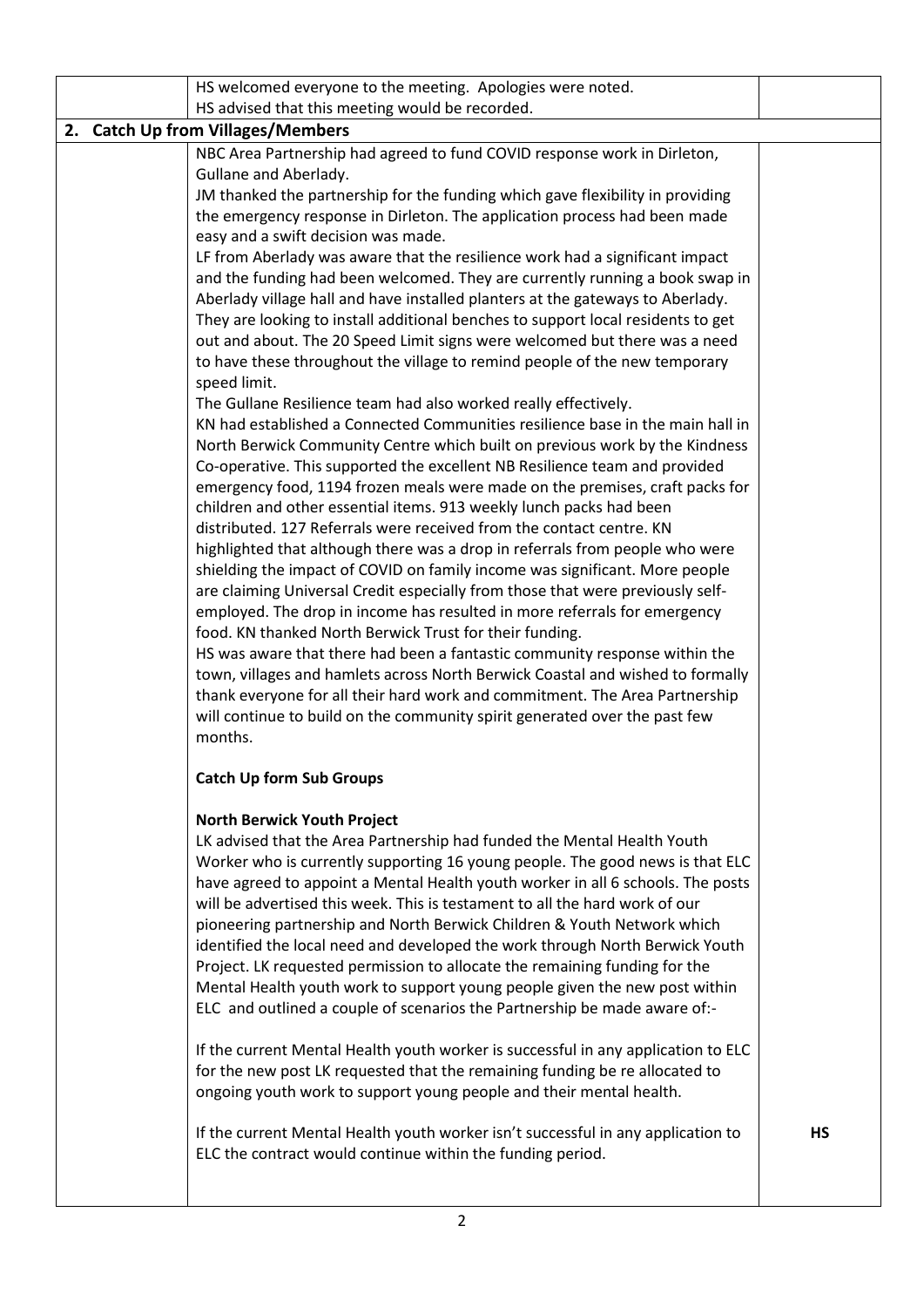| | | |
|---|---|---|
| | HS welcomed everyone to the meeting. Apologies were noted.<br>HS advised that this meeting would be recorded. | |
| **2. Catch Up from Villages/Members** | | |
| | NBC Area Partnership had agreed to fund COVID response work in Dirleton, Gullane and Aberlady.<br>JM thanked the partnership for the funding which gave flexibility in providing the emergency response in Dirleton. The application process had been made easy and a swift decision was made.<br>LF from Aberlady was aware that the resilience work had a significant impact and the funding had been welcomed. They are currently running a book swap in Aberlady village hall and have installed planters at the gateways to Aberlady. They are looking to install additional benches to support local residents to get out and about. The 20 Speed Limit signs were welcomed but there was a need to have these throughout the village to remind people of the new temporary speed limit.<br>The Gullane Resilience team had also worked really effectively.<br>KN had established a Connected Communities resilience base in the main hall in North Berwick Community Centre which built on previous work by the Kindness Co-operative. This supported the excellent NB Resilience team and provided emergency food, 1194 frozen meals were made on the premises, craft packs for children and other essential items. 913 weekly lunch packs had been distributed. 127 Referrals were received from the contact centre. KN highlighted that although there was a drop in referrals from people who were shielding the impact of COVID on family income was significant. More people are claiming Universal Credit especially from those that were previously self-employed. The drop in income has resulted in more referrals for emergency food. KN thanked North Berwick Trust for their funding.<br>HS was aware that there had been a fantastic community response within the town, villages and hamlets across North Berwick Coastal and wished to formally thank everyone for all their hard work and commitment. The Area Partnership will continue to build on the community spirit generated over the past few months.<br><br>**Catch Up form Sub Groups**<br><br>**North Berwick Youth Project**<br>LK advised that the Area Partnership had funded the Mental Health Youth Worker who is currently supporting 16 young people. The good news is that ELC have agreed to appoint a Mental Health youth worker in all 6 schools. The posts will be advertised this week. This is testament to all the hard work of our pioneering partnership and North Berwick Children & Youth Network which identified the local need and developed the work through North Berwick Youth Project. LK requested permission to allocate the remaining funding for the Mental Health youth work to support young people given the new post within ELC and outlined a couple of scenarios the Partnership be made aware of:-<br><br>If the current Mental Health youth worker is successful in any application to ELC for the new post LK requested that the remaining funding be re allocated to ongoing youth work to support young people and their mental health.<br><br>If the current Mental Health youth worker isn't successful in any application to ELC the contract would continue within the funding period. | **HS** |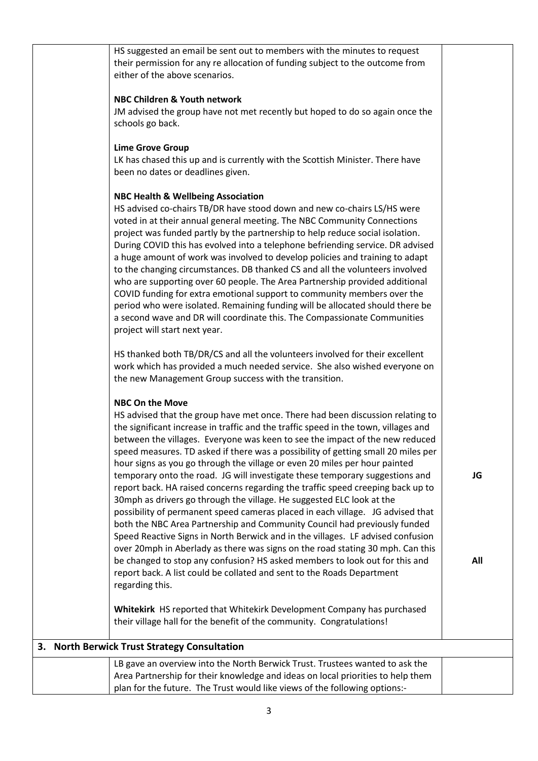| | | |
|---|---|---|
| | HS suggested an email be sent out to members with the minutes to request their permission for any re allocation of funding subject to the outcome from either of the above scenarios.<br><br>**NBC Children & Youth network**<br>JM advised the group have not met recently but hoped to do so again once the schools go back.<br><br>**Lime Grove Group**<br>LK has chased this up and is currently with the Scottish Minister. There have been no dates or deadlines given.<br><br>**NBC Health & Wellbeing Association**<br>HS advised co-chairs TB/DR have stood down and new co-chairs LS/HS were voted in at their annual general meeting. The NBC Community Connections project was funded partly by the partnership to help reduce social isolation. During COVID this has evolved into a telephone befriending service. DR advised a huge amount of work was involved to develop policies and training to adapt to the changing circumstances. DB thanked CS and all the volunteers involved who are supporting over 60 people. The Area Partnership provided additional COVID funding for extra emotional support to community members over the period who were isolated. Remaining funding will be allocated should there be a second wave and DR will coordinate this. The Compassionate Communities project will start next year.<br><br>HS thanked both TB/DR/CS and all the volunteers involved for their excellent work which has provided a much needed service. She also wished everyone on the new Management Group success with the transition.<br><br>**NBC On the Move**<br>HS advised that the group have met once. There had been discussion relating to the significant increase in traffic and the traffic speed in the town, villages and between the villages. Everyone was keen to see the impact of the new reduced speed measures. TD asked if there was a possibility of getting small 20 miles per hour signs as you go through the village or even 20 miles per hour painted temporary onto the road. JG will investigate these temporary suggestions and report back. HA raised concerns regarding the traffic speed creeping back up to 30mph as drivers go through the village. He suggested ELC look at the possibility of permanent speed cameras placed in each village. JG advised that both the NBC Area Partnership and Community Council had previously funded Speed Reactive Signs in North Berwick and in the villages. LF advised confusion over 20mph in Aberlady as there was signs on the road stating 30 mph. Can this be changed to stop any confusion? HS asked members to look out for this and report back. A list could be collated and sent to the Roads Department regarding this.<br><br>**Whitekirk** HS reported that Whitekirk Development Company has purchased their village hall for the benefit of the community. Congratulations! | **JG**<br><br>**All** |
| **3. North Berwick Trust Strategy Consultation** | | |
| | LB gave an overview into the North Berwick Trust. Trustees wanted to ask the Area Partnership for their knowledge and ideas on local priorities to help them plan for the future. The Trust would like views of the following options:- | |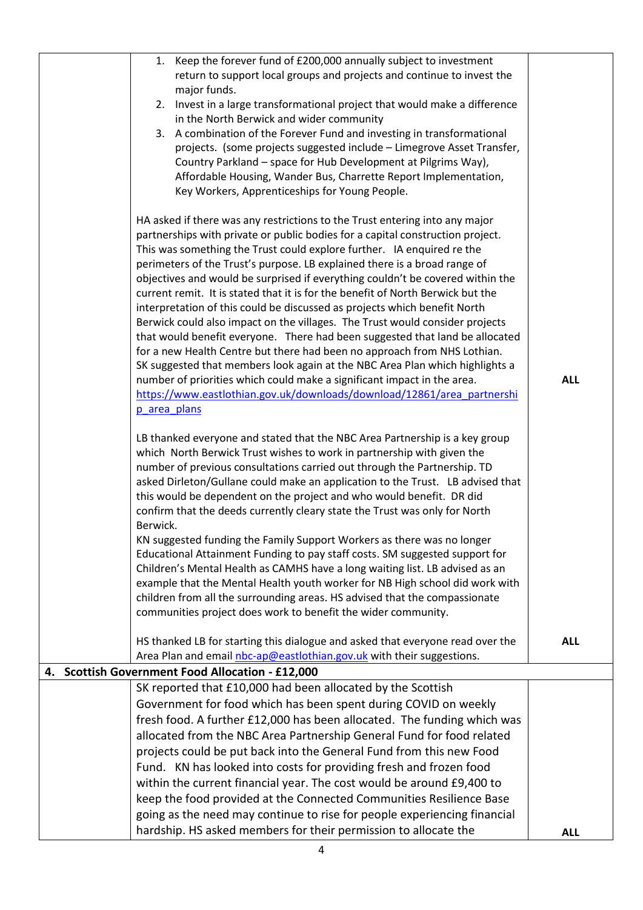| | | |
|---|---|---|
| | 1. Keep the forever fund of £200,000 annually subject to investment return to support local groups and projects and continue to invest the major funds.<br>2. Invest in a large transformational project that would make a difference in the North Berwick and wider community<br>3. A combination of the Forever Fund and investing in transformational projects. (some projects suggested include – Limegrove Asset Transfer, Country Parkland – space for Hub Development at Pilgrims Way), Affordable Housing, Wander Bus, Charrette Report Implementation, Key Workers, Apprenticeships for Young People.<br><br>HA asked if there was any restrictions to the Trust entering into any major partnerships with private or public bodies for a capital construction project. This was something the Trust could explore further. IA enquired re the perimeters of the Trust's purpose. LB explained there is a broad range of objectives and would be surprised if everything couldn't be covered within the current remit. It is stated that it is for the benefit of North Berwick but the interpretation of this could be discussed as projects which benefit North Berwick could also impact on the villages. The Trust would consider projects that would benefit everyone. There had been suggested that land be allocated for a new Health Centre but there had been no approach from NHS Lothian. SK suggested that members look again at the NBC Area Plan which highlights a number of priorities which could make a significant impact in the area. https://www.eastlothian.gov.uk/downloads/download/12861/area_partnership_area_plans | ALL |
| | LB thanked everyone and stated that the NBC Area Partnership is a key group which North Berwick Trust wishes to work in partnership with given the number of previous consultations carried out through the Partnership. TD asked Dirleton/Gullane could make an application to the Trust. LB advised that this would be dependent on the project and who would benefit. DR did confirm that the deeds currently cleary state the Trust was only for North Berwick.<br>KN suggested funding the Family Support Workers as there was no longer Educational Attainment Funding to pay staff costs. SM suggested support for Children's Mental Health as CAMHS have a long waiting list. LB advised as an example that the Mental Health youth worker for NB High school did work with children from all the surrounding areas. HS advised that the compassionate communities project does work to benefit the wider community.<br><br>HS thanked LB for starting this dialogue and asked that everyone read over the Area Plan and email nbc-ap@eastlothian.gov.uk with their suggestions. | ALL |
| **4. Scottish Government Food Allocation - £12,000** | | |
| | SK reported that £10,000 had been allocated by the Scottish Government for food which has been spent during COVID on weekly fresh food. A further £12,000 has been allocated. The funding which was allocated from the NBC Area Partnership General Fund for food related projects could be put back into the General Fund from this new Food Fund. KN has looked into costs for providing fresh and frozen food within the current financial year. The cost would be around £9,400 to keep the food provided at the Connected Communities Resilience Base going as the need may continue to rise for people experiencing financial hardship. HS asked members for their permission to allocate the | ALL |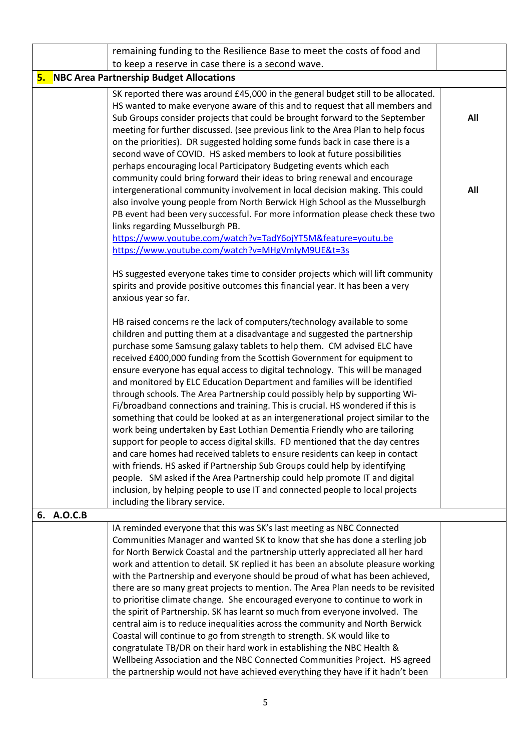| | | |
|---|---|---|
| | remaining funding to the Resilience Base to meet the costs of food and to keep a reserve in case there is a second wave. | |
| **5. NBC Area Partnership Budget Allocations** | | |
| | SK reported there was around £45,000 in the general budget still to be allocated. HS wanted to make everyone aware of this and to request that all members and Sub Groups consider projects that could be brought forward to the September meeting for further discussed. (see previous link to the Area Plan to help focus on the priorities). DR suggested holding some funds back in case there is a second wave of COVID. HS asked members to look at future possibilities perhaps encouraging local Participatory Budgeting events which each community could bring forward their ideas to bring renewal and encourage intergenerational community involvement in local decision making. This could also involve young people from North Berwick High School as the Musselburgh PB event had been very successful. For more information please check these two links regarding Musselburgh PB.<br>https://www.youtube.com/watch?v=TadY6ojYT5M&feature=youtu.be<br>https://www.youtube.com/watch?v=MHgVmIyM9UE&t=3s<br><br>HS suggested everyone takes time to consider projects which will lift community spirits and provide positive outcomes this financial year. It has been a very anxious year so far.<br><br>HB raised concerns re the lack of computers/technology available to some children and putting them at a disadvantage and suggested the partnership purchase some Samsung galaxy tablets to help them. CM advised ELC have received £400,000 funding from the Scottish Government for equipment to ensure everyone has equal access to digital technology. This will be managed and monitored by ELC Education Department and families will be identified through schools. The Area Partnership could possibly help by supporting Wi-Fi/broadband connections and training. This is crucial. HS wondered if this is something that could be looked at as an intergenerational project similar to the work being undertaken by East Lothian Dementia Friendly who are tailoring support for people to access digital skills. FD mentioned that the day centres and care homes had received tablets to ensure residents can keep in contact with friends. HS asked if Partnership Sub Groups could help by identifying people. SM asked if the Area Partnership could help promote IT and digital inclusion, by helping people to use IT and connected people to local projects including the library service. | **All**<br><br><br><br><br>**All** |
| **6. A.O.C.B** | | |
| | IA reminded everyone that this was SK's last meeting as NBC Connected Communities Manager and wanted SK to know that she has done a sterling job for North Berwick Coastal and the partnership utterly appreciated all her hard work and attention to detail. SK replied it has been an absolute pleasure working with the Partnership and everyone should be proud of what has been achieved, there are so many great projects to mention. The Area Plan needs to be revisited to prioritise climate change. She encouraged everyone to continue to work in the spirit of Partnership. SK has learnt so much from everyone involved. The central aim is to reduce inequalities across the community and North Berwick Coastal will continue to go from strength to strength. SK would like to congratulate TB/DR on their hard work in establishing the NBC Health & Wellbeing Association and the NBC Connected Communities Project. HS agreed the partnership would not have achieved everything they have if it hadn't been | |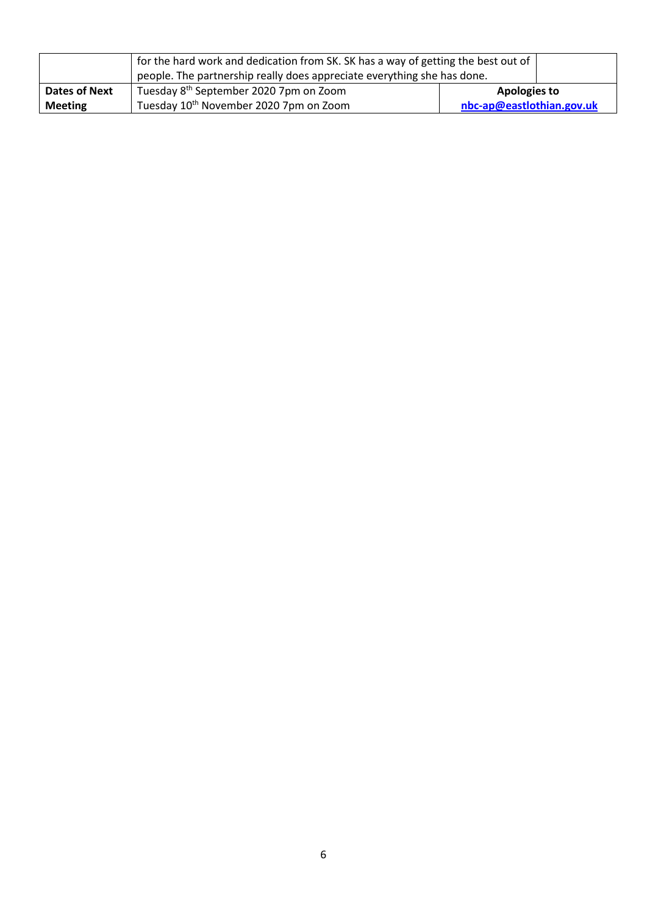| | | | |
|---|---|---|---|
| | for the hard work and dedication from SK. SK has a way of getting the best out of people. The partnership really does appreciate everything she has done. | | |
| **Dates of Next Meeting** | Tuesday 8th September 2020 7pm on Zoom<br>Tuesday 10th November 2020 7pm on Zoom | **Apologies to**<br>**nbc-ap@eastlothian.gov.uk** | |